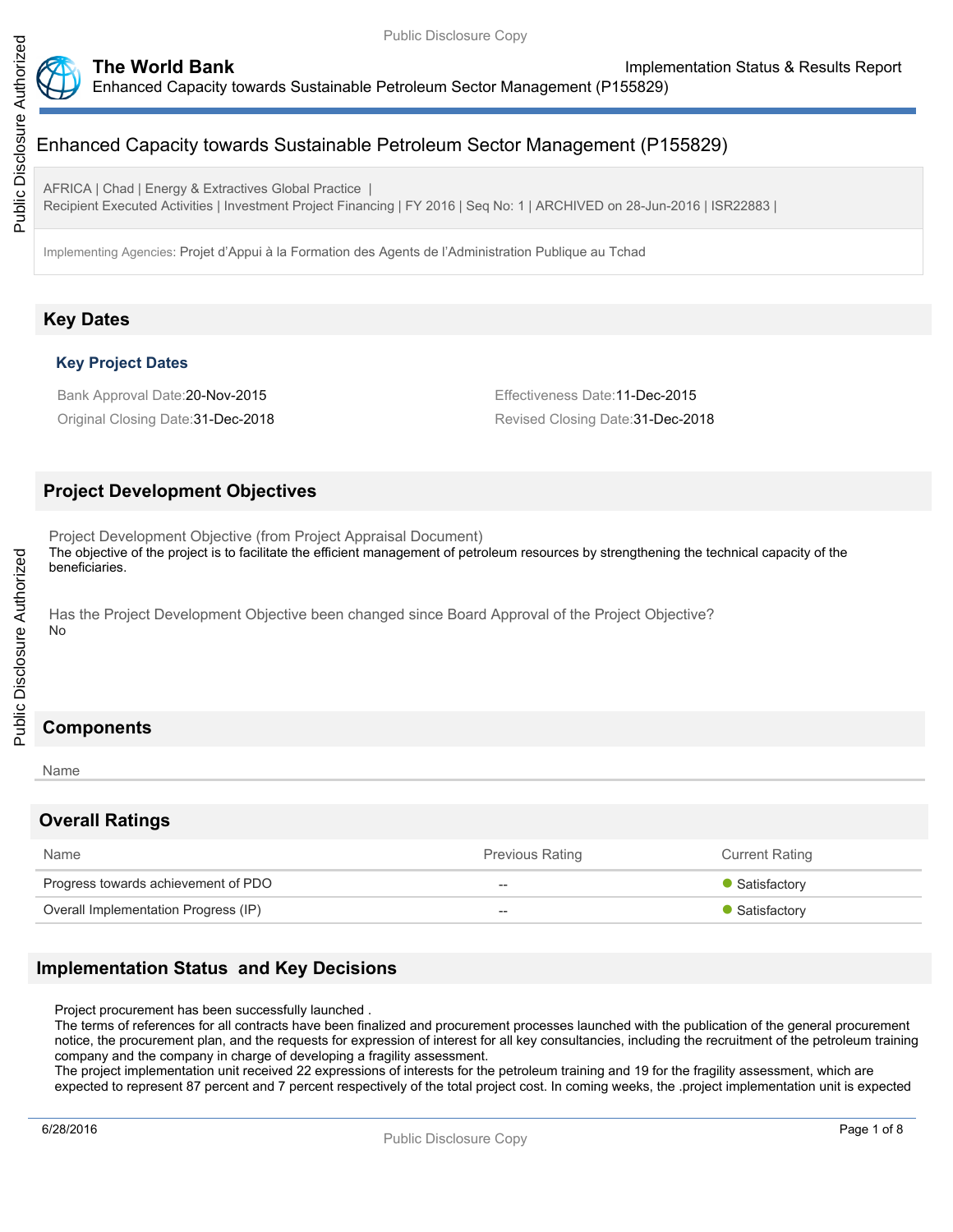# Enhanced Capacity towards Sustainable Petroleum Sector Management (P155829)

AFRICA | Chad | Energy & Extractives Global Practice |
Recipient Executed Activities | Investment Project Financing | FY 2016 | Seq No: 1 | ARCHIVED on 28-Jun-2016 | ISR22883 |

Implementing Agencies: Projet d'Appui à la Formation des Agents de l'Administration Publique au Tchad

## Key Dates

### Key Project Dates

Bank Approval Date:20-Nov-2015

Effectiveness Date:11-Dec-2015

Original Closing Date:31-Dec-2018

Revised Closing Date:31-Dec-2018

## Project Development Objectives

Project Development Objective (from Project Appraisal Document)
The objective of the project is to facilitate the efficient management of petroleum resources by strengthening the technical capacity of the beneficiaries.

Has the Project Development Objective been changed since Board Approval of the Project Objective?
No

## Components

Name

## Overall Ratings

| Name | Previous Rating | Current Rating |
|---|---|---|
| Progress towards achievement of PDO | -- | Satisfactory |
| Overall Implementation Progress (IP) | -- | Satisfactory |

## Implementation Status and Key Decisions

Project procurement has been successfully launched .
The terms of references for all contracts have been finalized and procurement processes launched with the publication of the general procurement notice, the procurement plan, and the requests for expression of interest for all key consultancies, including the recruitment of the petroleum training company and the company in charge of developing a fragility assessment.
The project implementation unit received 22 expressions of interests for the petroleum training and 19 for the fragility assessment, which are expected to represent 87 percent and 7 percent respectively of the total project cost. In coming weeks, the .project implementation unit is expected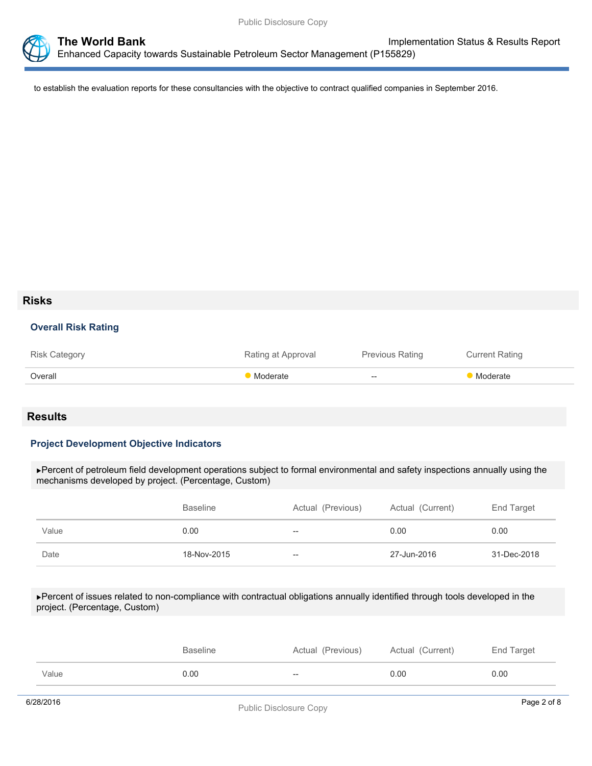to establish the evaluation reports for these consultancies with the objective to contract qualified companies in September 2016.

## Risks

### Overall Risk Rating

| Risk Category | Rating at Approval | Previous Rating | Current Rating |
|---|---|---|---|
| Overall | Moderate | -- | Moderate |

## Results

### Project Development Objective Indicators

▸Percent of petroleum field development operations subject to formal environmental and safety inspections annually using the mechanisms developed by project. (Percentage, Custom)

| | Baseline | Actual (Previous) | Actual (Current) | End Target |
|---|---|---|---|---|
| Value | 0.00 | -- | 0.00 | 0.00 |
| Date | 18-Nov-2015 | -- | 27-Jun-2016 | 31-Dec-2018 |

▸Percent of issues related to non-compliance with contractual obligations annually identified through tools developed in the project. (Percentage, Custom)

| | Baseline | Actual (Previous) | Actual (Current) | End Target |
|---|---|---|---|---|
| Value | 0.00 | -- | 0.00 | 0.00 |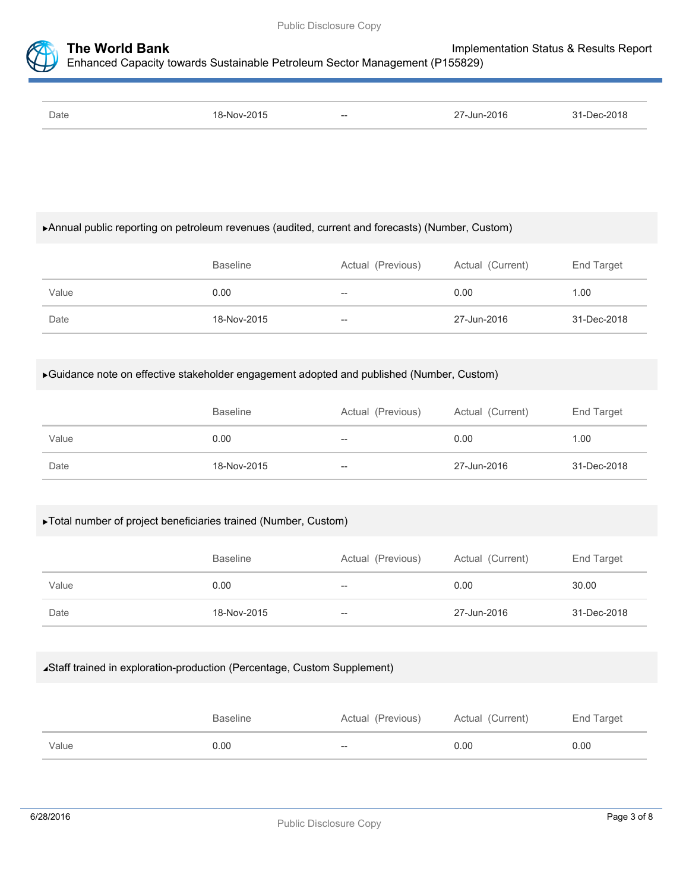| | | | | |
|---|---|---|---|---|
| Date | 18-Nov-2015 | -- | 27-Jun-2016 | 31-Dec-2018 |

▸Annual public reporting on petroleum revenues (audited, current and forecasts) (Number, Custom)

| | Baseline | Actual (Previous) | Actual (Current) | End Target |
|---|---|---|---|---|
| Value | 0.00 | -- | 0.00 | 1.00 |
| Date | 18-Nov-2015 | -- | 27-Jun-2016 | 31-Dec-2018 |

▸Guidance note on effective stakeholder engagement adopted and published (Number, Custom)

| | Baseline | Actual (Previous) | Actual (Current) | End Target |
|---|---|---|---|---|
| Value | 0.00 | -- | 0.00 | 1.00 |
| Date | 18-Nov-2015 | -- | 27-Jun-2016 | 31-Dec-2018 |

▸Total number of project beneficiaries trained (Number, Custom)

| | Baseline | Actual (Previous) | Actual (Current) | End Target |
|---|---|---|---|---|
| Value | 0.00 | -- | 0.00 | 30.00 |
| Date | 18-Nov-2015 | -- | 27-Jun-2016 | 31-Dec-2018 |

◢Staff trained in exploration-production (Percentage, Custom Supplement)

| | Baseline | Actual (Previous) | Actual (Current) | End Target |
|---|---|---|---|---|
| Value | 0.00 | -- | 0.00 | 0.00 |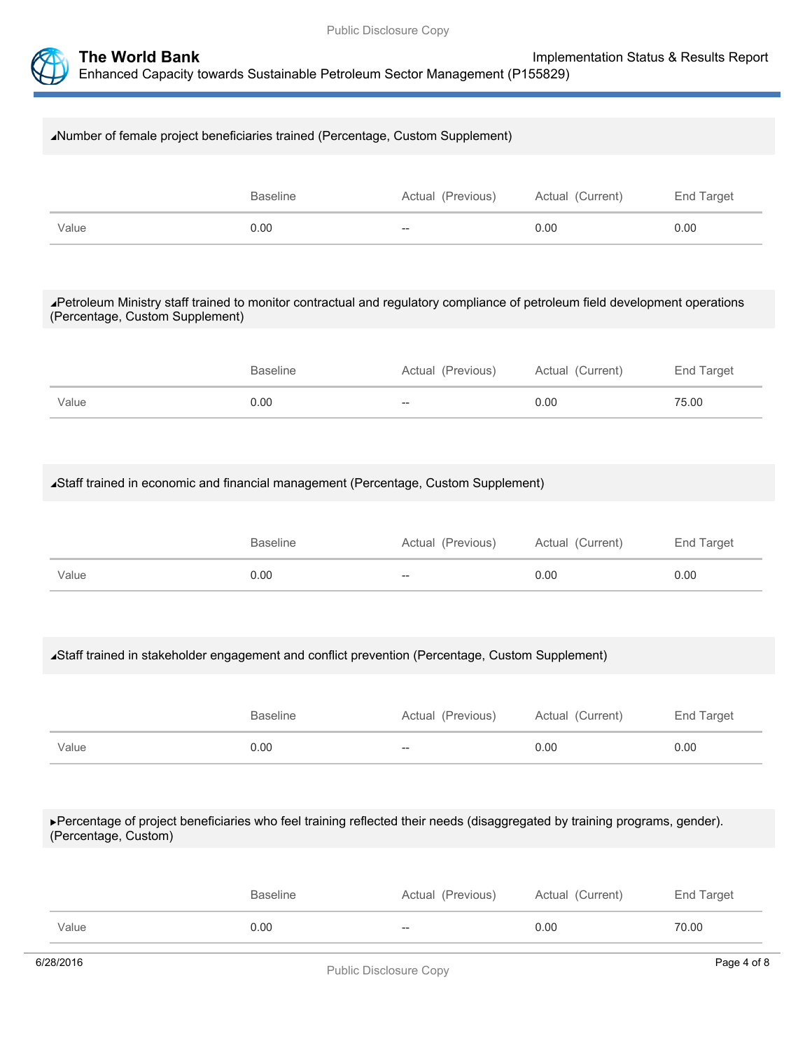### ◢Number of female project beneficiaries trained (Percentage, Custom Supplement)

| | Baseline | Actual (Previous) | Actual (Current) | End Target |
|---|---|---|---|---|
| Value | 0.00 | -- | 0.00 | 0.00 |

### ◢Petroleum Ministry staff trained to monitor contractual and regulatory compliance of petroleum field development operations (Percentage, Custom Supplement)

| | Baseline | Actual (Previous) | Actual (Current) | End Target |
|---|---|---|---|---|
| Value | 0.00 | -- | 0.00 | 75.00 |

### ◢Staff trained in economic and financial management (Percentage, Custom Supplement)

| | Baseline | Actual (Previous) | Actual (Current) | End Target |
|---|---|---|---|---|
| Value | 0.00 | -- | 0.00 | 0.00 |

### ◢Staff trained in stakeholder engagement and conflict prevention (Percentage, Custom Supplement)

| | Baseline | Actual (Previous) | Actual (Current) | End Target |
|---|---|---|---|---|
| Value | 0.00 | -- | 0.00 | 0.00 |

### ▸Percentage of project beneficiaries who feel training reflected their needs (disaggregated by training programs, gender). (Percentage, Custom)

| | Baseline | Actual (Previous) | Actual (Current) | End Target |
|---|---|---|---|---|
| Value | 0.00 | -- | 0.00 | 70.00 |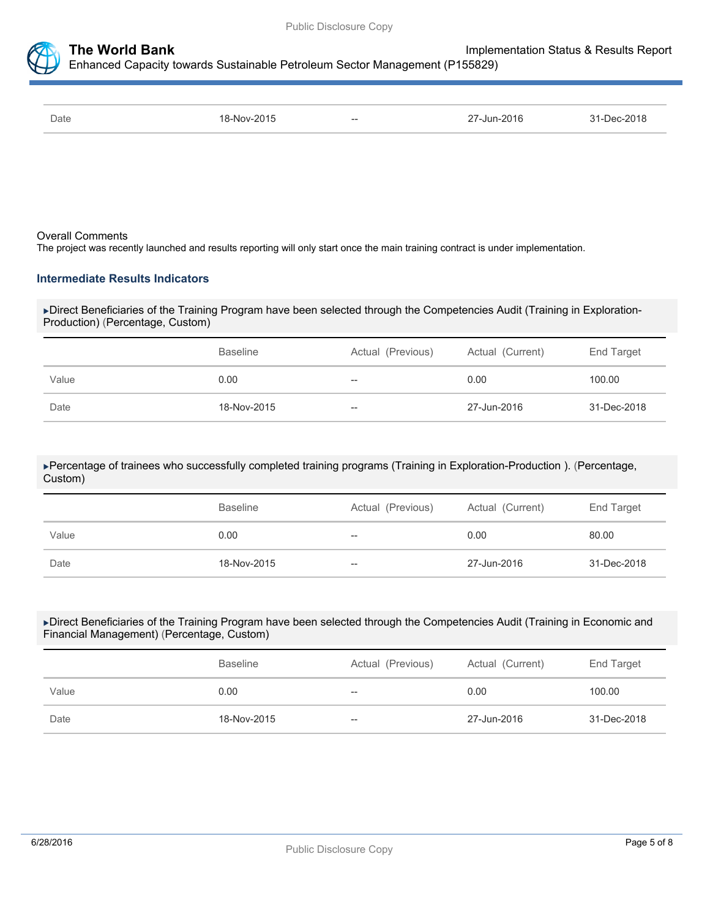| | | | | |
|---|---|---|---|---|
| Date | 18-Nov-2015 | -- | 27-Jun-2016 | 31-Dec-2018 |

Overall Comments

The project was recently launched and results reporting will only start once the main training contract is under implementation.

### Intermediate Results Indicators

▶Direct Beneficiaries of the Training Program have been selected through the Competencies Audit (Training in Exploration-Production) (Percentage, Custom)

| | Baseline | Actual (Previous) | Actual (Current) | End Target |
|---|---|---|---|---|
| Value | 0.00 | -- | 0.00 | 100.00 |
| Date | 18-Nov-2015 | -- | 27-Jun-2016 | 31-Dec-2018 |

▶Percentage of trainees who successfully completed training programs (Training in Exploration-Production ). (Percentage, Custom)

| | Baseline | Actual (Previous) | Actual (Current) | End Target |
|---|---|---|---|---|
| Value | 0.00 | -- | 0.00 | 80.00 |
| Date | 18-Nov-2015 | -- | 27-Jun-2016 | 31-Dec-2018 |

▶Direct Beneficiaries of the Training Program have been selected through the Competencies Audit (Training in Economic and Financial Management) (Percentage, Custom)

| | Baseline | Actual (Previous) | Actual (Current) | End Target |
|---|---|---|---|---|
| Value | 0.00 | -- | 0.00 | 100.00 |
| Date | 18-Nov-2015 | -- | 27-Jun-2016 | 31-Dec-2018 |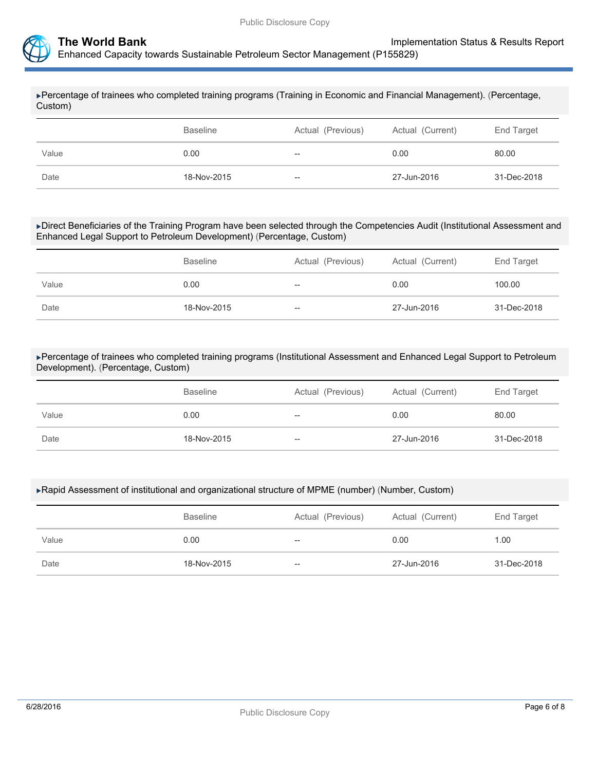▸Percentage of trainees who completed training programs (Training in Economic and Financial Management). (Percentage, Custom)

| | Baseline | Actual (Previous) | Actual (Current) | End Target |
|---|---|---|---|---|
| Value | 0.00 | -- | 0.00 | 80.00 |
| Date | 18-Nov-2015 | -- | 27-Jun-2016 | 31-Dec-2018 |

▸Direct Beneficiaries of the Training Program have been selected through the Competencies Audit (Institutional Assessment and Enhanced Legal Support to Petroleum Development) (Percentage, Custom)

| | Baseline | Actual (Previous) | Actual (Current) | End Target |
|---|---|---|---|---|
| Value | 0.00 | -- | 0.00 | 100.00 |
| Date | 18-Nov-2015 | -- | 27-Jun-2016 | 31-Dec-2018 |

▸Percentage of trainees who completed training programs (Institutional Assessment and Enhanced Legal Support to Petroleum Development). (Percentage, Custom)

| | Baseline | Actual (Previous) | Actual (Current) | End Target |
|---|---|---|---|---|
| Value | 0.00 | -- | 0.00 | 80.00 |
| Date | 18-Nov-2015 | -- | 27-Jun-2016 | 31-Dec-2018 |

▸Rapid Assessment of institutional and organizational structure of MPME (number) (Number, Custom)

| | Baseline | Actual (Previous) | Actual (Current) | End Target |
|---|---|---|---|---|
| Value | 0.00 | -- | 0.00 | 1.00 |
| Date | 18-Nov-2015 | -- | 27-Jun-2016 | 31-Dec-2018 |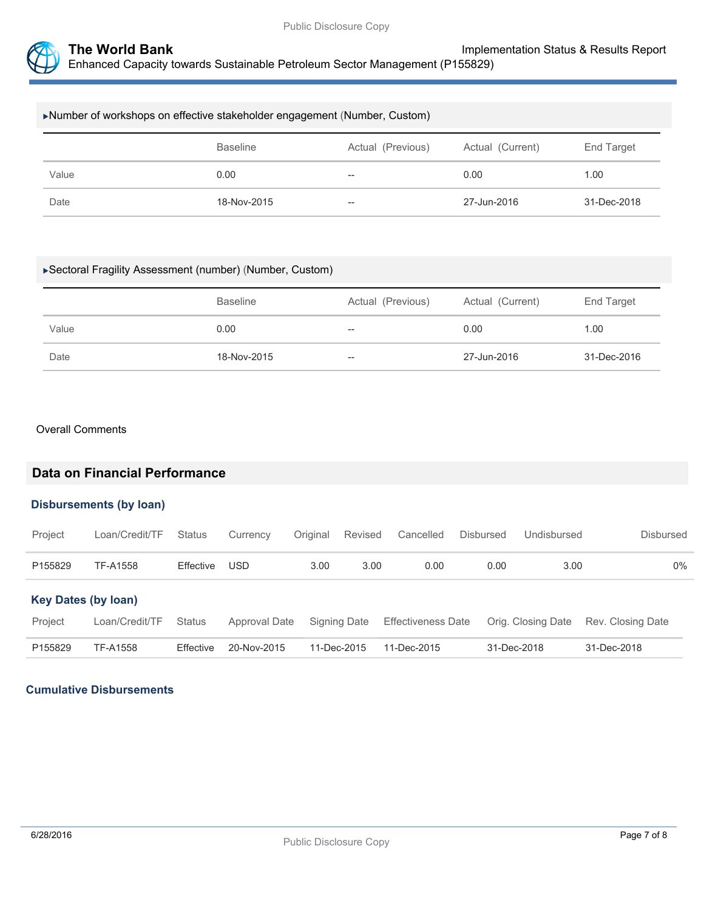▸Number of workshops on effective stakeholder engagement (Number, Custom)

| | Baseline | Actual (Previous) | Actual (Current) | End Target |
|---|---|---|---|---|
| Value | 0.00 | -- | 0.00 | 1.00 |
| Date | 18-Nov-2015 | -- | 27-Jun-2016 | 31-Dec-2018 |

▸Sectoral Fragility Assessment (number) (Number, Custom)

| | Baseline | Actual (Previous) | Actual (Current) | End Target |
|---|---|---|---|---|
| Value | 0.00 | -- | 0.00 | 1.00 |
| Date | 18-Nov-2015 | -- | 27-Jun-2016 | 31-Dec-2016 |

Overall Comments

## Data on Financial Performance

### Disbursements (by loan)

| Project | Loan/Credit/TF | Status | Currency | Original | Revised | Cancelled | Disbursed | Undisbursed | Disbursed |
|---|---|---|---|---|---|---|---|---|---|
| P155829 | TF-A1558 | Effective | USD | 3.00 | 3.00 | 0.00 | 0.00 | 3.00 | 0% |

### Key Dates (by loan)

| Project | Loan/Credit/TF | Status | Approval Date | Signing Date | Effectiveness Date | Orig. Closing Date | Rev. Closing Date |
|---|---|---|---|---|---|---|---|
| P155829 | TF-A1558 | Effective | 20-Nov-2015 | 11-Dec-2015 | 11-Dec-2015 | 31-Dec-2018 | 31-Dec-2018 |

### Cumulative Disbursements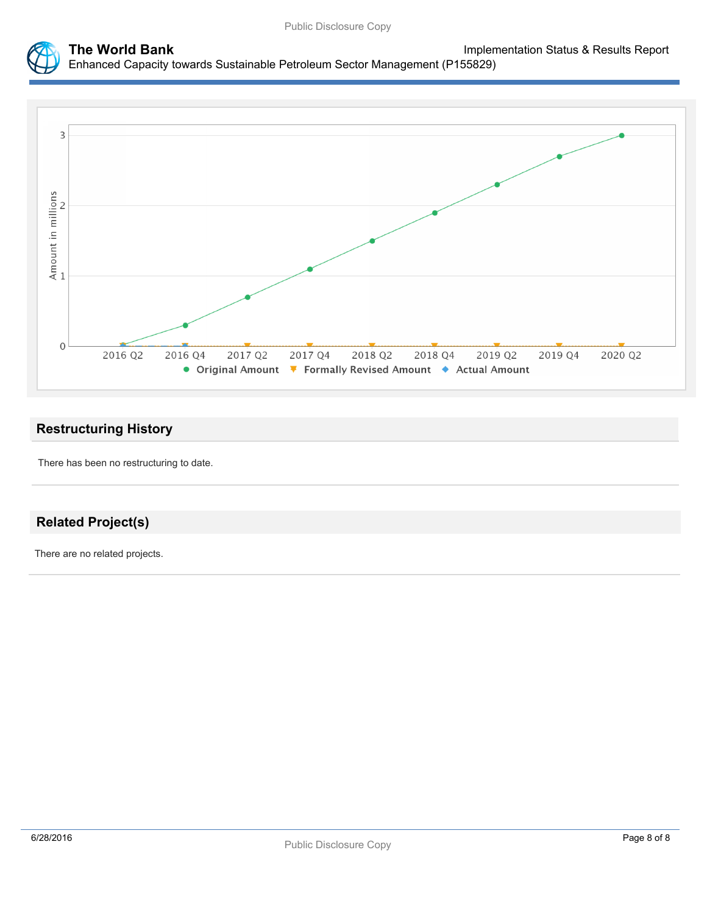Amount in millions

3

2

1

0

2016 Q2 2016 Q4 2017 Q2 2017 Q4 2018 Q2 2018 Q4 2019 Q2 2019 Q4 2020 Q2

Original Amount Formally Revised Amount Actual Amount

## Restructuring History

There has been no restructuring to date.

## Related Project(s)

There are no related projects.